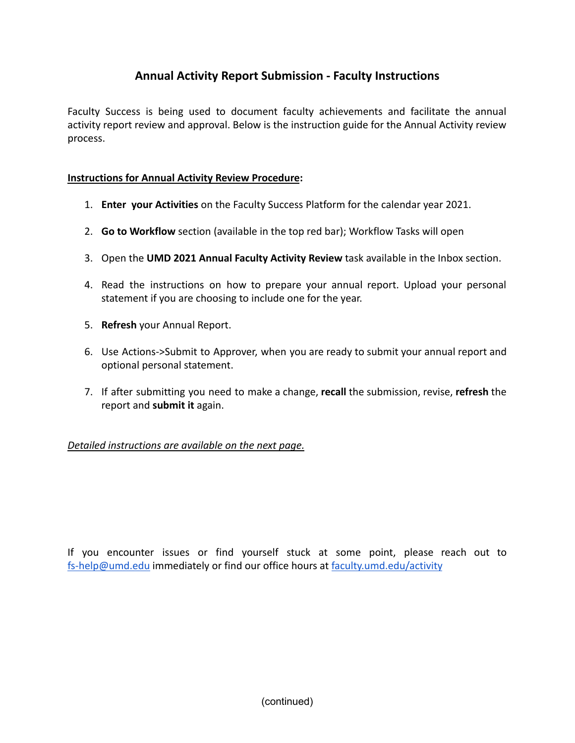# Annual Activity Report Submission - Faculty Instructions

Faculty Success is being used to document faculty achievements and facilitate the annual activity report review and approval. Below is the instruction guide for the Annual Activity review process.

<u>**Instructions for Annual Activity Review Procedure**</u>**:**

1. **Enter your Activities** on the Faculty Success Platform for the calendar year 2021.
2. **Go to Workflow** section (available in the top red bar); Workflow Tasks will open
3. Open the **UMD 2021 Annual Faculty Activity Review** task available in the Inbox section.
4. Read the instructions on how to prepare your annual report. Upload your personal statement if you are choosing to include one for the year.
5. **Refresh** your Annual Report.
6. Use Actions->Submit to Approver, when you are ready to submit your annual report and optional personal statement.
7. If after submitting you need to make a change, **recall** the submission, revise, **refresh** the report and **submit it** again.

<u>*Detailed instructions are available on the next page.*</u>

If you encounter issues or find yourself stuck at some point, please reach out to [fs-help@umd.edu](mailto:fs-help@umd.edu) immediately or find our office hours at [faculty.umd.edu/activity](faculty.umd.edu/activity)

(continued)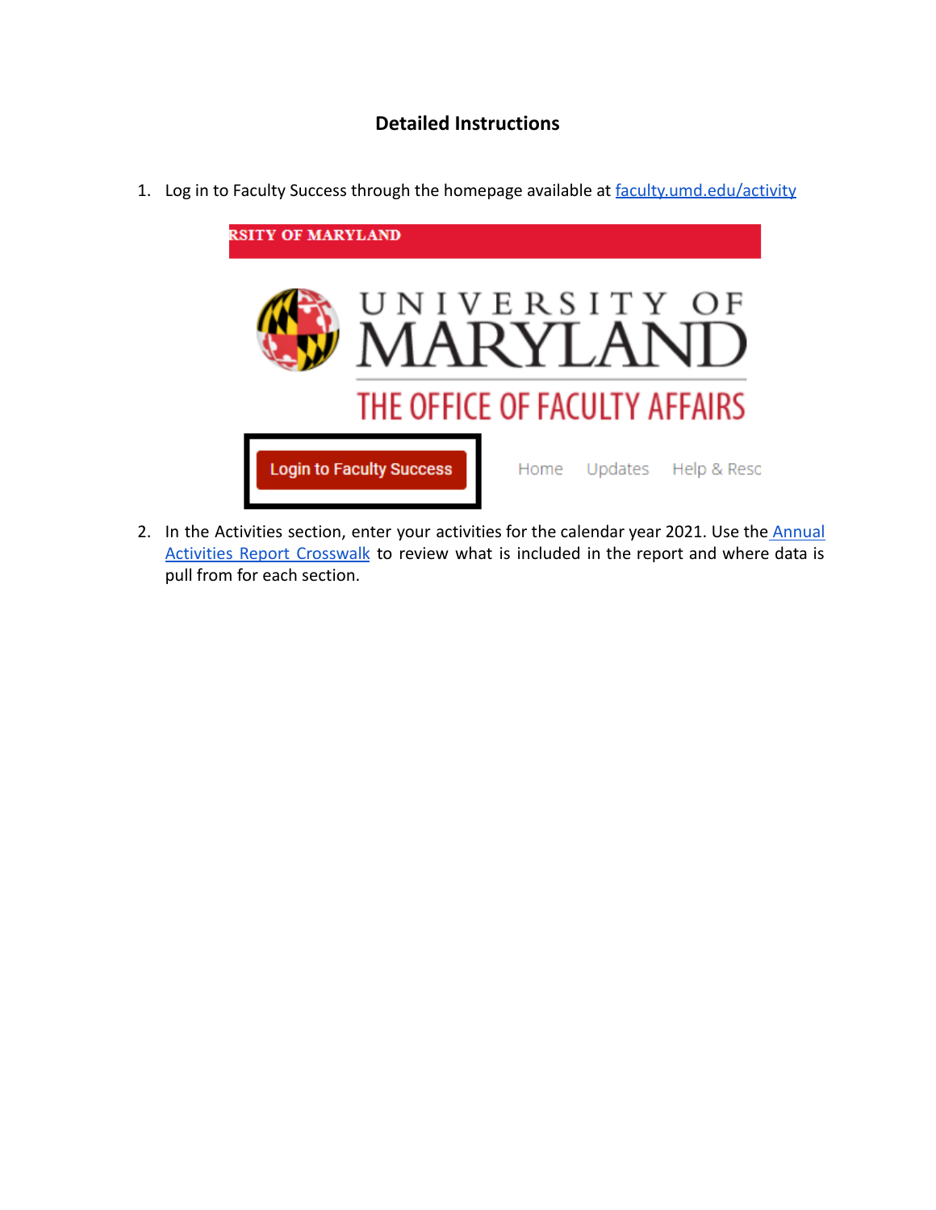### Detailed Instructions

1. Log in to Faculty Success through the homepage available at [faculty.umd.edu/activity](faculty.umd.edu/activity)

2. In the Activities section, enter your activities for the calendar year 2021. Use the [Annual Activities Report Crosswalk]() to review what is included in the report and where data is pull from for each section.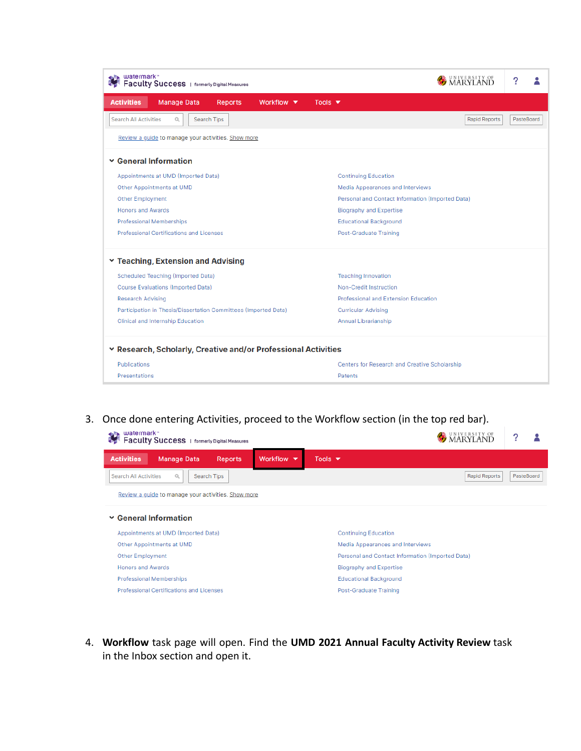watermark Faculty Success | formerly Digital Measures

Activities | Manage Data | Reports | Workflow | Tools

Search All Activities | Search Tips | Rapid Reports | PasteBoard

Review a guide to manage your activities. Show more

**General Information**

- Appointments at UMD (Imported Data)
- Other Appointments at UMD
- Other Employment
- Honors and Awards
- Professional Memberships
- Professional Certifications and Licenses
- Continuing Education
- Media Appearances and Interviews
- Personal and Contact Information (Imported Data)
- Biography and Expertise
- Educational Background
- Post-Graduate Training

**Teaching, Extension and Advising**

- Scheduled Teaching (Imported Data)
- Course Evaluations (Imported Data)
- Research Advising
- Participation in Thesis/Dissertation Committees (Imported Data)
- Clinical and Internship Education
- Teaching Innovation
- Non-Credit Instruction
- Professional and Extension Education
- Curricular Advising
- Annual Librarianship

**Research, Scholarly, Creative and/or Professional Activities**

- Publications
- Presentations
- Centers for Research and Creative Scholarship
- Patents

3. Once done entering Activities, proceed to the Workflow section (in the top red bar).

watermark Faculty Success | formerly Digital Measures

Activities | Manage Data | Reports | Workflow | Tools

Search All Activities | Search Tips | Rapid Reports | PasteBoard

Review a guide to manage your activities. Show more

**General Information**

- Appointments at UMD (Imported Data)
- Other Appointments at UMD
- Other Employment
- Honors and Awards
- Professional Memberships
- Professional Certifications and Licenses
- Continuing Education
- Media Appearances and Interviews
- Personal and Contact Information (Imported Data)
- Biography and Expertise
- Educational Background
- Post-Graduate Training

4. **Workflow** task page will open. Find the **UMD 2021 Annual Faculty Activity Review** task in the Inbox section and open it.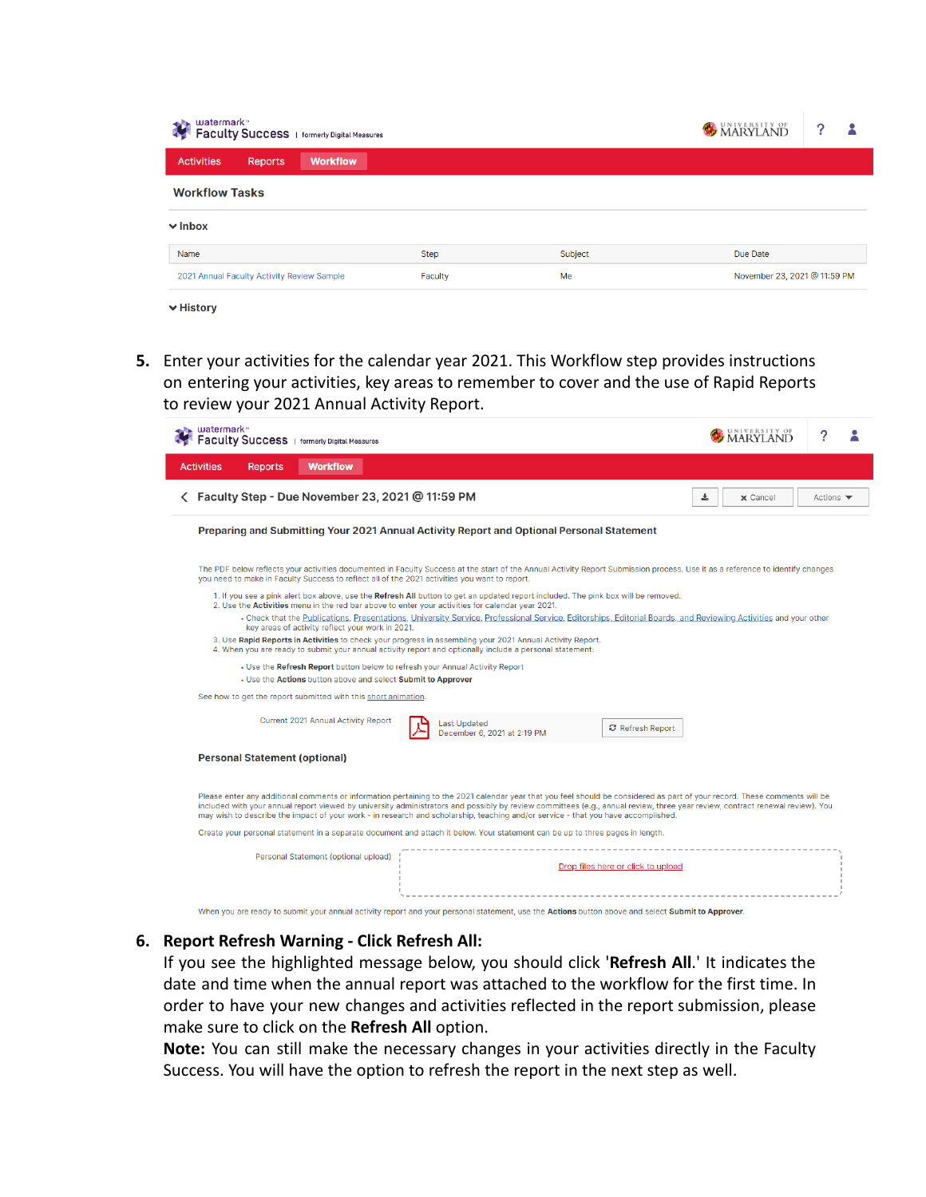watermark™ Faculty Success | formerly Digital Measures

Activities | Reports | Workflow

Workflow Tasks

Inbox

| Name | Step | Subject | Due Date |
| --- | --- | --- | --- |
| 2021 Annual Faculty Activity Review Sample | Faculty | Me | November 23, 2021 @ 11:59 PM |

History

5. Enter your activities for the calendar year 2021. This Workflow step provides instructions on entering your activities, key areas to remember to cover and the use of Rapid Reports to review your 2021 Annual Activity Report.

watermark™ Faculty Success | formerly Digital Measures

Activities | Reports | Workflow

Faculty Step - Due November 23, 2021 @ 11:59 PM

Cancel | Actions

**Preparing and Submitting Your 2021 Annual Activity Report and Optional Personal Statement**

The PDF below reflects your activities documented in Faculty Success at the start of the Annual Activity Report Submission process. Use it as a reference to identify changes you need to make in Faculty Success to reflect all of the 2021 activities you want to report.

1. If you see a pink alert box above, use the **Refresh All** button to get an updated report included. The pink box will be removed.
2. Use the **Activities** menu in the red bar above to enter your activities for calendar year 2021.
   - Check that the Publications, Presentations, University Service, Professional Service, Editorships, Editorial Boards, and Reviewing Activities and your other key areas of activity reflect your work in 2021.
3. Use **Rapid Reports in Activities** to check your progress in assembling your 2021 Annual Activity Report.
4. When you are ready to submit your annual activity report and optionally include a personal statement:
   - Use the **Refresh Report** button below to refresh your Annual Activity Report
   - Use the **Actions** button above and select **Submit to Approver**

See how to get the report submitted with this short animation.

Current 2021 Annual Activity Report | Last Updated December 6, 2021 at 2:19 PM | Refresh Report

**Personal Statement (optional)**

Please enter any additional comments or information pertaining to the 2021 calendar year that you feel should be considered as part of your record. These comments will be included with your annual report viewed by university administrators and possibly by review committees (e.g., annual review, three year review, contract renewal review). You may wish to describe the impact of your work - in research and scholarship, teaching and/or service - that you have accomplished.

Create your personal statement in a separate document and attach it below. Your statement can be up to three pages in length.

Personal Statement (optional upload) | Drop files here or click to upload

When you are ready to submit your annual activity report and your personal statement, use the **Actions** button above and select **Submit to Approver**.

6. **Report Refresh Warning - Click Refresh All:**
   If you see the highlighted message below, you should click '**Refresh All**.' It indicates the date and time when the annual report was attached to the workflow for the first time. In order to have your new changes and activities reflected in the report submission, please make sure to click on the **Refresh All** option.
   **Note:** You can still make the necessary changes in your activities directly in the Faculty Success. You will have the option to refresh the report in the next step as well.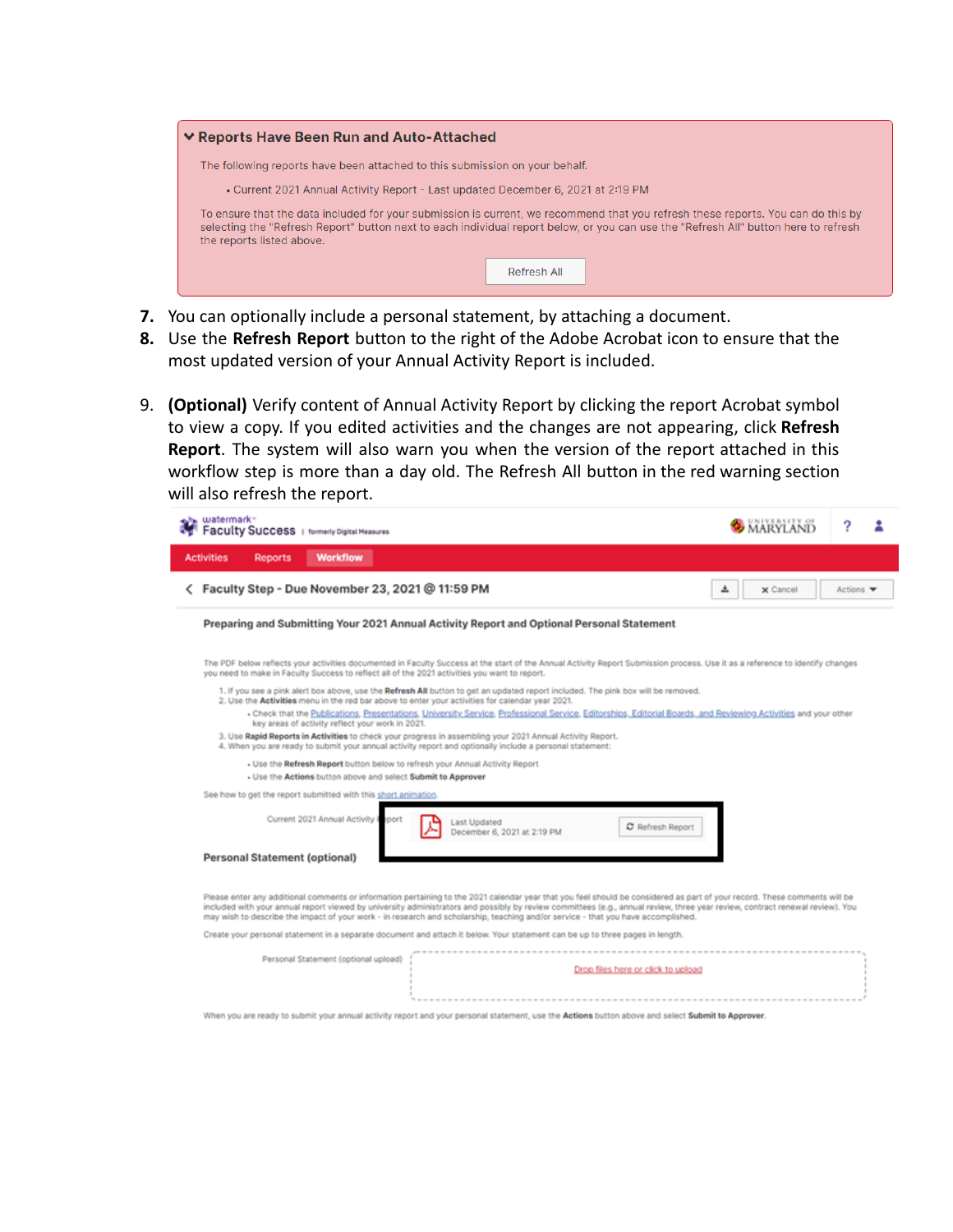**Reports Have Been Run and Auto-Attached**

The following reports have been attached to this submission on your behalf.

- Current 2021 Annual Activity Report - Last updated December 6, 2021 at 2:19 PM

To ensure that the data included for your submission is current, we recommend that you refresh these reports. You can do this by selecting the "Refresh Report" button next to each individual report below, or you can use the "Refresh All" button here to refresh the reports listed above.

Refresh All

7. You can optionally include a personal statement, by attaching a document.
8. Use the **Refresh Report** button to the right of the Adobe Acrobat icon to ensure that the most updated version of your Annual Activity Report is included.

9. **(Optional)** Verify content of Annual Activity Report by clicking the report Acrobat symbol to view a copy. If you edited activities and the changes are not appearing, click **Refresh Report**. The system will also warn you when the version of the report attached in this workflow step is more than a day old. The Refresh All button in the red warning section will also refresh the report.

watermark Faculty Success | formerly Digital Measures

Activities | Reports | Workflow

Faculty Step - Due November 23, 2021 @ 11:59 PM

Cancel | Actions

**Preparing and Submitting Your 2021 Annual Activity Report and Optional Personal Statement**

The PDF below reflects your activities documented in Faculty Success at the start of the Annual Activity Report Submission process. Use it as a reference to identify changes you need to make in Faculty Success to reflect all of the 2021 activities you want to report.

1. If you see a pink alert box above, use the **Refresh All** button to get an updated report included. The pink box will be removed.
2. Use the **Activities** menu in the red bar above to enter your activities for calendar year 2021.
   - Check that the Publications, Presentations, University Service, Professional Service, Editorships, Editorial Boards, and Reviewing Activities and your other key areas of activity reflect your work in 2021.
3. Use **Rapid Reports in Activities** to check your progress in assembling your 2021 Annual Activity Report.
4. When you are ready to submit your annual activity report and optionally include a personal statement:
   - Use the **Refresh Report** button below to refresh your Annual Activity Report
   - Use the **Actions** button above and select **Submit to Approver**

See how to get the report submitted with this short animation.

Current 2021 Annual Activity Report — Last Updated December 6, 2021 at 2:19 PM — Refresh Report

**Personal Statement (optional)**

Please enter any additional comments or information pertaining to the 2021 calendar year that you feel should be considered as part of your record. These comments will be included with your annual report viewed by university administrators and possibly by review committees (e.g., annual review, three year review, contract renewal review). You may wish to describe the impact of your work - in research and scholarship, teaching and/or service - that you have accomplished.

Create your personal statement in a separate document and attach it below. Your statement can be up to three pages in length.

Personal Statement (optional upload) — Drop files here or click to upload

When you are ready to submit your annual activity report and your personal statement, use the **Actions** button above and select **Submit to Approver**.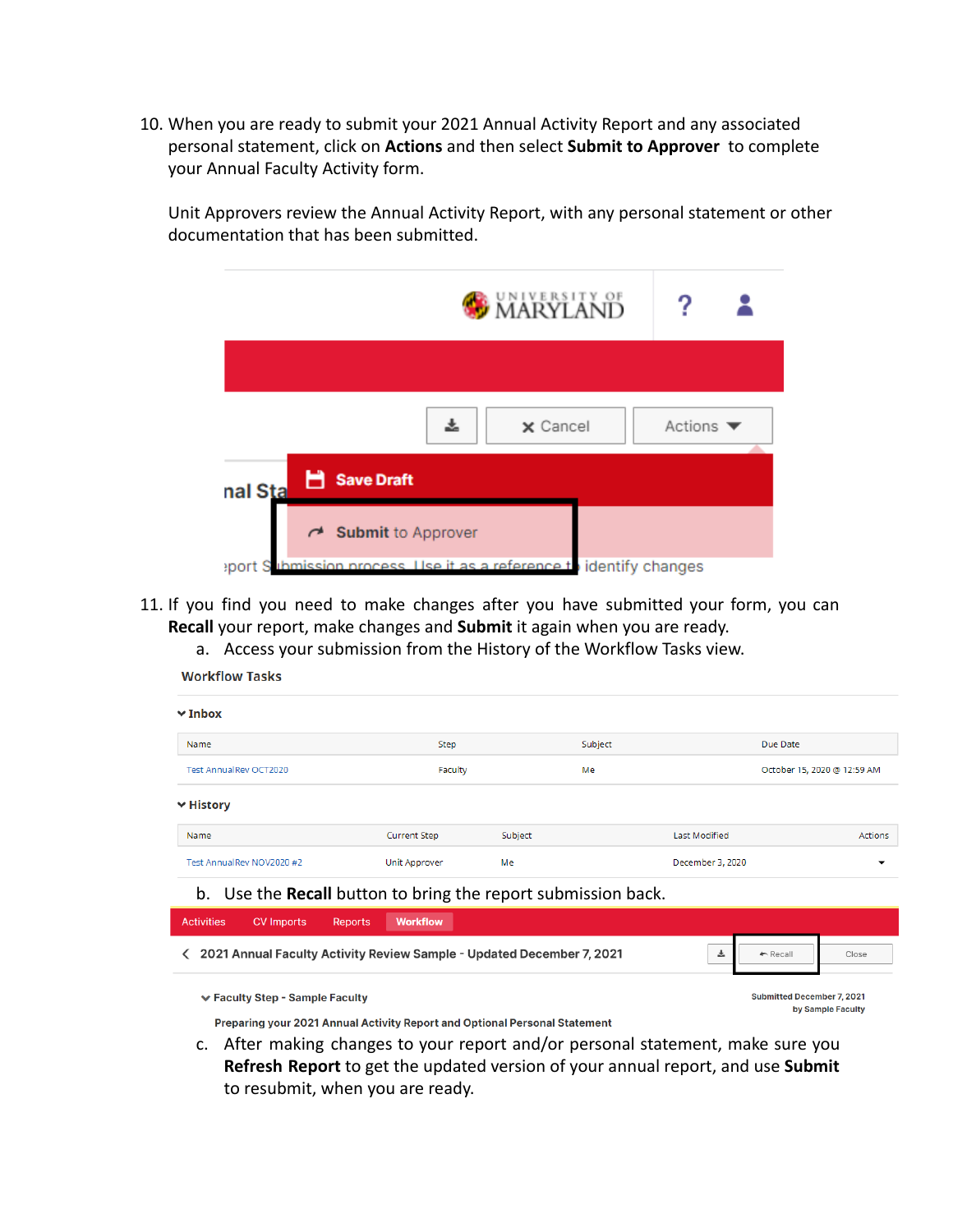10. When you are ready to submit your 2021 Annual Activity Report and any associated personal statement, click on **Actions** and then select **Submit to Approver** to complete your Annual Faculty Activity form.

    Unit Approvers review the Annual Activity Report, with any personal statement or other documentation that has been submitted.

11. If you find you need to make changes after you have submitted your form, you can **Recall** your report, make changes and **Submit** it again when you are ready.
    a. Access your submission from the History of the Workflow Tasks view.
    b. Use the **Recall** button to bring the report submission back.
    c. After making changes to your report and/or personal statement, make sure you **Refresh Report** to get the updated version of your annual report, and use **Submit** to resubmit, when you are ready.